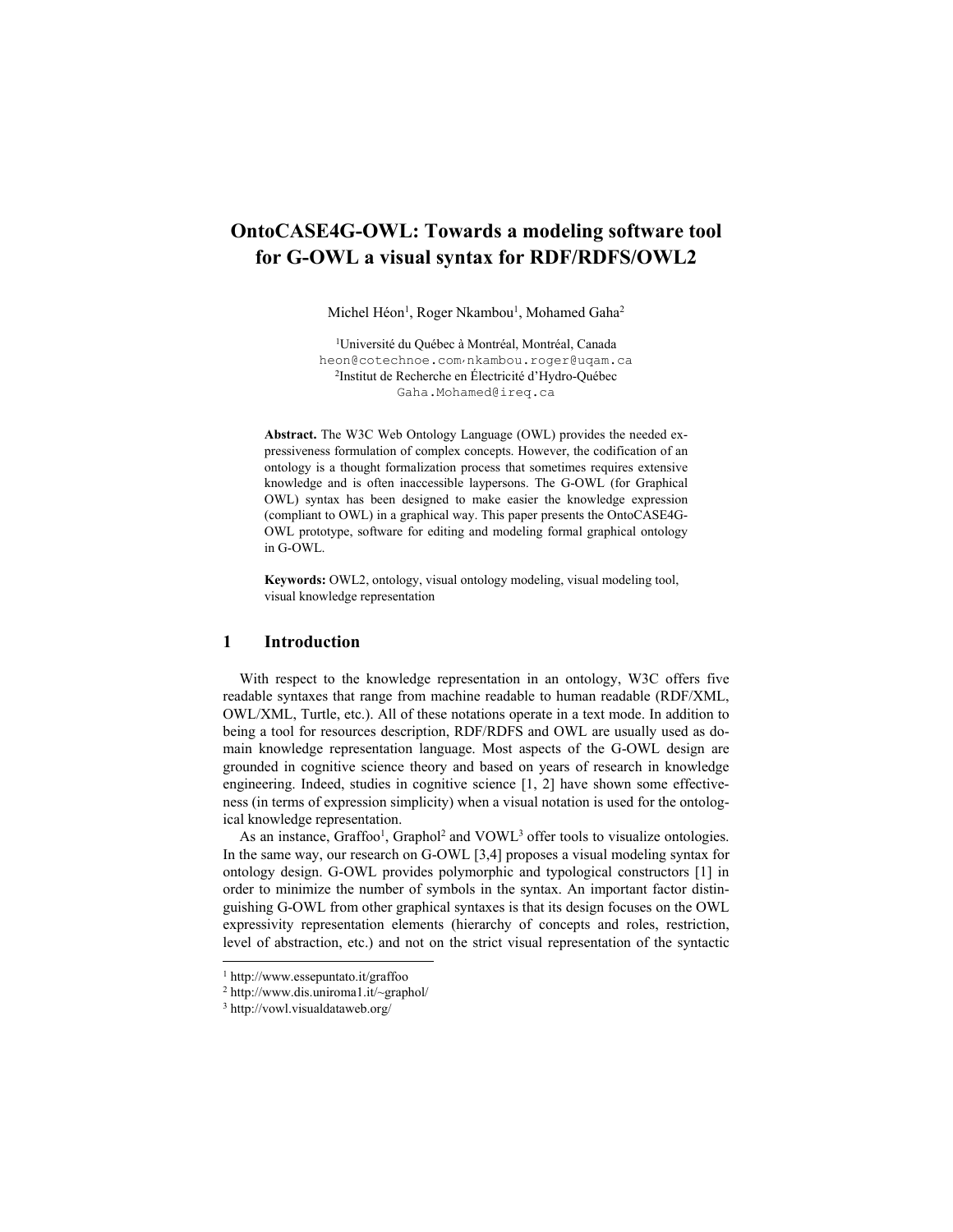# OntoCASE4G-OWL: Towards a modeling software tool for G-OWL a visual syntax for RDF/RDFS/OWL2

Michel Héon[1], Roger Nkambou[1], Mohamed Gaha[2]

[1]Université du Québec à Montréal, Montréal, Canada
heon@cotechnoe.com, nkambou.roger@uqam.ca
[2]Institut de Recherche en Électricité d'Hydro-Québec
Gaha.Mohamed@ireq.ca

**Abstract.** The W3C Web Ontology Language (OWL) provides the needed expressiveness formulation of complex concepts. However, the codification of an ontology is a thought formalization process that sometimes requires extensive knowledge and is often inaccessible laypersons. The G-OWL (for Graphical OWL) syntax has been designed to make easier the knowledge expression (compliant to OWL) in a graphical way. This paper presents the OntoCASE4G-OWL prototype, software for editing and modeling formal graphical ontology in G-OWL.

**Keywords:** OWL2, ontology, visual ontology modeling, visual modeling tool, visual knowledge representation

## 1 Introduction

With respect to the knowledge representation in an ontology, W3C offers five readable syntaxes that range from machine readable to human readable (RDF/XML, OWL/XML, Turtle, etc.). All of these notations operate in a text mode. In addition to being a tool for resources description, RDF/RDFS and OWL are usually used as domain knowledge representation language. Most aspects of the G-OWL design are grounded in cognitive science theory and based on years of research in knowledge engineering. Indeed, studies in cognitive science [1, 2] have shown some effectiveness (in terms of expression simplicity) when a visual notation is used for the ontological knowledge representation.

As an instance, Graffoo[1], Graphol[2] and VOWL[3] offer tools to visualize ontologies. In the same way, our research on G-OWL [3,4] proposes a visual modeling syntax for ontology design. G-OWL provides polymorphic and typological constructors [1] in order to minimize the number of symbols in the syntax. An important factor distinguishing G-OWL from other graphical syntaxes is that its design focuses on the OWL expressivity representation elements (hierarchy of concepts and roles, restriction, level of abstraction, etc.) and not on the strict visual representation of the syntactic

[1] http://www.essepuntato.it/graffoo
[2] http://www.dis.uniroma1.it/~graphol/
[3] http://vowl.visualdataweb.org/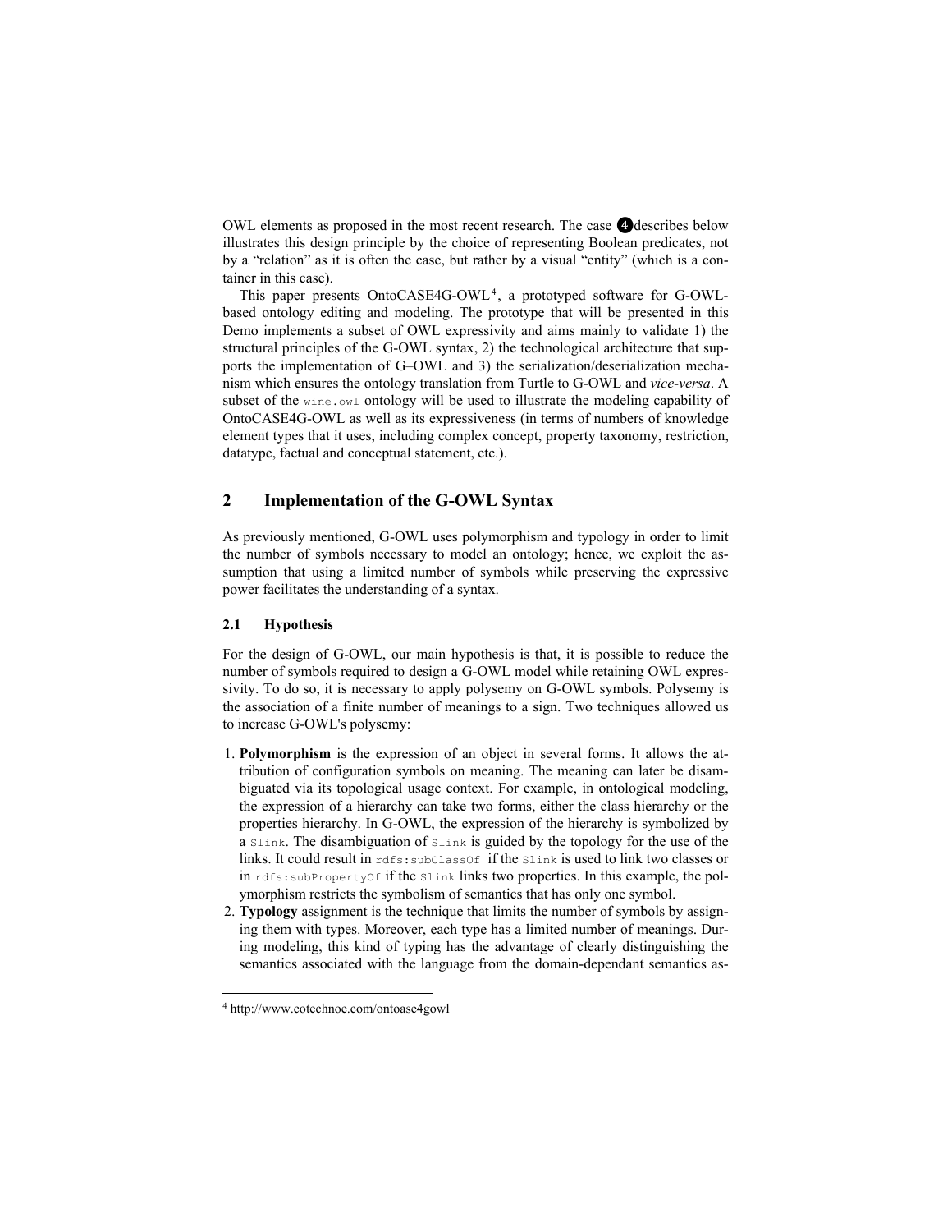OWL elements as proposed in the most recent research. The case ❹ describes below illustrates this design principle by the choice of representing Boolean predicates, not by a "relation" as it is often the case, but rather by a visual "entity" (which is a container in this case).

This paper presents OntoCASE4G-OWL[4], a prototyped software for G-OWL-based ontology editing and modeling. The prototype that will be presented in this Demo implements a subset of OWL expressivity and aims mainly to validate 1) the structural principles of the G-OWL syntax, 2) the technological architecture that supports the implementation of G–OWL and 3) the serialization/deserialization mechanism which ensures the ontology translation from Turtle to G-OWL and *vice-versa*. A subset of the `wine.owl` ontology will be used to illustrate the modeling capability of OntoCASE4G-OWL as well as its expressiveness (in terms of numbers of knowledge element types that it uses, including complex concept, property taxonomy, restriction, datatype, factual and conceptual statement, etc.).

## 2 Implementation of the G-OWL Syntax

As previously mentioned, G-OWL uses polymorphism and typology in order to limit the number of symbols necessary to model an ontology; hence, we exploit the assumption that using a limited number of symbols while preserving the expressive power facilitates the understanding of a syntax.

### 2.1 Hypothesis

For the design of G-OWL, our main hypothesis is that, it is possible to reduce the number of symbols required to design a G-OWL model while retaining OWL expressivity. To do so, it is necessary to apply polysemy on G-OWL symbols. Polysemy is the association of a finite number of meanings to a sign. Two techniques allowed us to increase G-OWL's polysemy:

1. **Polymorphism** is the expression of an object in several forms. It allows the attribution of configuration symbols on meaning. The meaning can later be disambiguated via its topological usage context. For example, in ontological modeling, the expression of a hierarchy can take two forms, either the class hierarchy or the properties hierarchy. In G-OWL, the expression of the hierarchy is symbolized by a `Slink`. The disambiguation of `Slink` is guided by the topology for the use of the links. It could result in `rdfs:subClassOf` if the `Slink` is used to link two classes or in `rdfs:subPropertyOf` if the `Slink` links two properties. In this example, the polymorphism restricts the symbolism of semantics that has only one symbol.
2. **Typology** assignment is the technique that limits the number of symbols by assigning them with types. Moreover, each type has a limited number of meanings. During modeling, this kind of typing has the advantage of clearly distinguishing the semantics associated with the language from the domain-dependant semantics as-

[4] http://www.cotechnoe.com/ontoase4gowl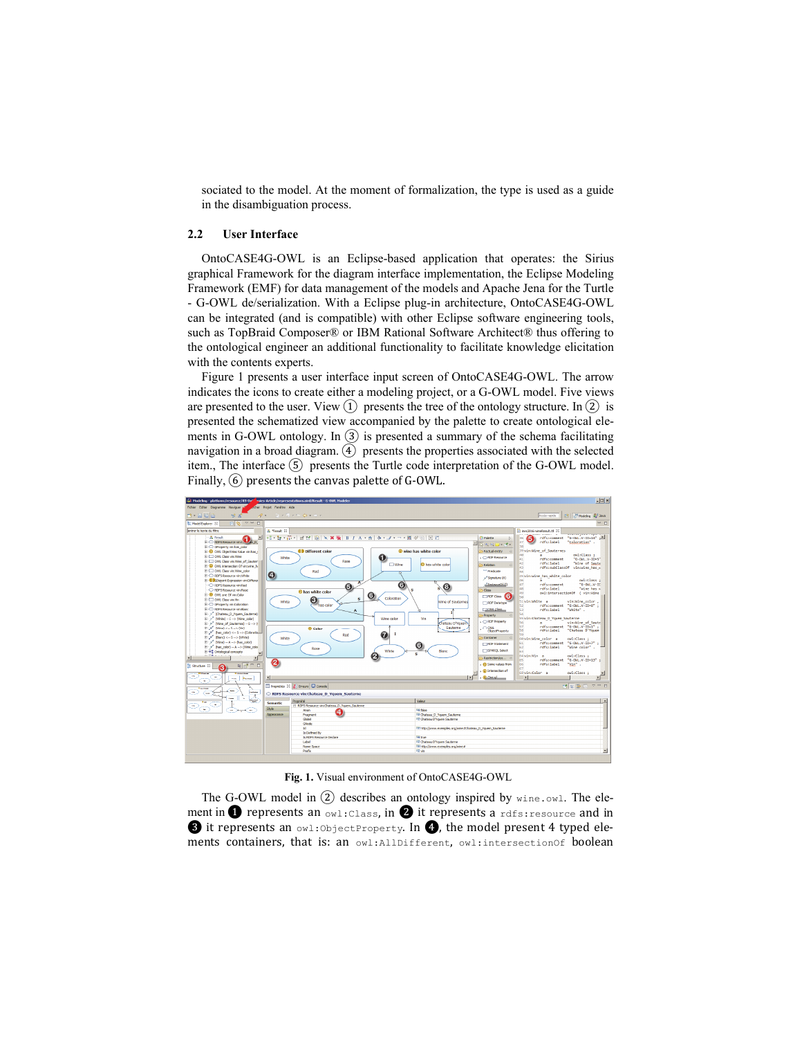sociated to the model. At the moment of formalization, the type is used as a guide in the disambiguation process.

## 2.2 User Interface

OntoCASE4G-OWL is an Eclipse-based application that operates: the Sirius graphical Framework for the diagram interface implementation, the Eclipse Modeling Framework (EMF) for data management of the models and Apache Jena for the Turtle - G-OWL de/serialization. With a Eclipse plug-in architecture, OntoCASE4G-OWL can be integrated (and is compatible) with other Eclipse software engineering tools, such as TopBraid Composer® or IBM Rational Software Architect® thus offering to the ontological engineer an additional functionality to facilitate knowledge elicitation with the contents experts.

Figure 1 presents a user interface input screen of OntoCASE4G-OWL. The arrow indicates the icons to create either a modeling project, or a G-OWL model. Five views are presented to the user. View ① presents the tree of the ontology structure. In ② is presented the schematized view accompanied by the palette to create ontological elements in G-OWL ontology. In ③ is presented a summary of the schema facilitating navigation in a broad diagram. ④ presents the properties associated with the selected item., The interface ⑤ presents the Turtle code interpretation of the G-OWL model. Finally, ⑥ presents the canvas palette of G-OWL.

**Fig. 1.** Visual environment of OntoCASE4G-OWL

The G-OWL model in ② describes an ontology inspired by `wine.owl`. The element in ❶ represents an `owl:Class`, in ❷ it represents a `rdfs:resource` and in ❸ it represents an `owl:ObjectProperty`. In ❹, the model present 4 typed elements containers, that is: an `owl:AllDifferent`, `owl:intersectionOf` boolean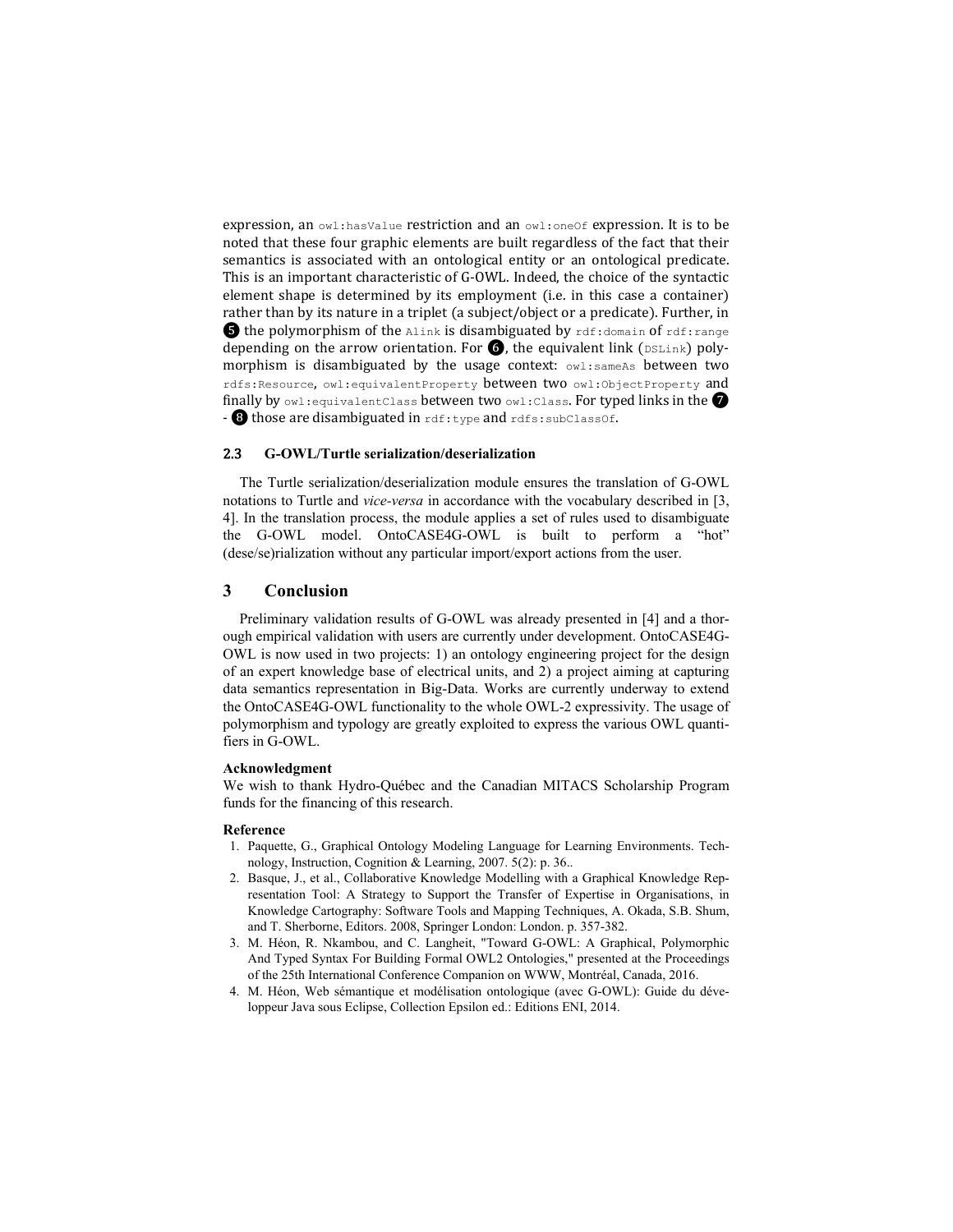expression, an `owl:hasValue` restriction and an `owl:oneOf` expression. It is to be noted that these four graphic elements are built regardless of the fact that their semantics is associated with an ontological entity or an ontological predicate. This is an important characteristic of G-OWL. Indeed, the choice of the syntactic element shape is determined by its employment (i.e. in this case a container) rather than by its nature in a triplet (a subject/object or a predicate). Further, in ❺ the polymorphism of the `Alink` is disambiguated by `rdf:domain` of `rdf:range` depending on the arrow orientation. For ❻, the equivalent link (`DSLink`) polymorphism is disambiguated by the usage context: `owl:sameAs` between two `rdfs:Resource`, `owl:equivalentProperty` between two `owl:ObjectProperty` and finally by `owl:equivalentClass` between two `owl:Class`. For typed links in the ❼ - ❽ those are disambiguated in `rdf:type` and `rdfs:subClassOf`.

### 2.3 G-OWL/Turtle serialization/deserialization

The Turtle serialization/deserialization module ensures the translation of G-OWL notations to Turtle and *vice-versa* in accordance with the vocabulary described in [3, 4]. In the translation process, the module applies a set of rules used to disambiguate the G-OWL model. OntoCASE4G-OWL is built to perform a "hot" (dese/se)rialization without any particular import/export actions from the user.

## 3 Conclusion

Preliminary validation results of G-OWL was already presented in [4] and a thorough empirical validation with users are currently under development. OntoCASE4G-OWL is now used in two projects: 1) an ontology engineering project for the design of an expert knowledge base of electrical units, and 2) a project aiming at capturing data semantics representation in Big-Data. Works are currently underway to extend the OntoCASE4G-OWL functionality to the whole OWL-2 expressivity. The usage of polymorphism and typology are greatly exploited to express the various OWL quantifiers in G-OWL.

**Acknowledgment**

We wish to thank Hydro-Québec and the Canadian MITACS Scholarship Program funds for the financing of this research.

**Reference**

1. Paquette, G., Graphical Ontology Modeling Language for Learning Environments. Technology, Instruction, Cognition & Learning, 2007. 5(2): p. 36..
2. Basque, J., et al., Collaborative Knowledge Modelling with a Graphical Knowledge Representation Tool: A Strategy to Support the Transfer of Expertise in Organisations, in Knowledge Cartography: Software Tools and Mapping Techniques, A. Okada, S.B. Shum, and T. Sherborne, Editors. 2008, Springer London: London. p. 357-382.
3. M. Héon, R. Nkambou, and C. Langheit, "Toward G-OWL: A Graphical, Polymorphic And Typed Syntax For Building Formal OWL2 Ontologies," presented at the Proceedings of the 25th International Conference Companion on WWW, Montréal, Canada, 2016.
4. M. Héon, Web sémantique et modélisation ontologique (avec G-OWL): Guide du développeur Java sous Eclipse, Collection Epsilon ed.: Editions ENI, 2014.